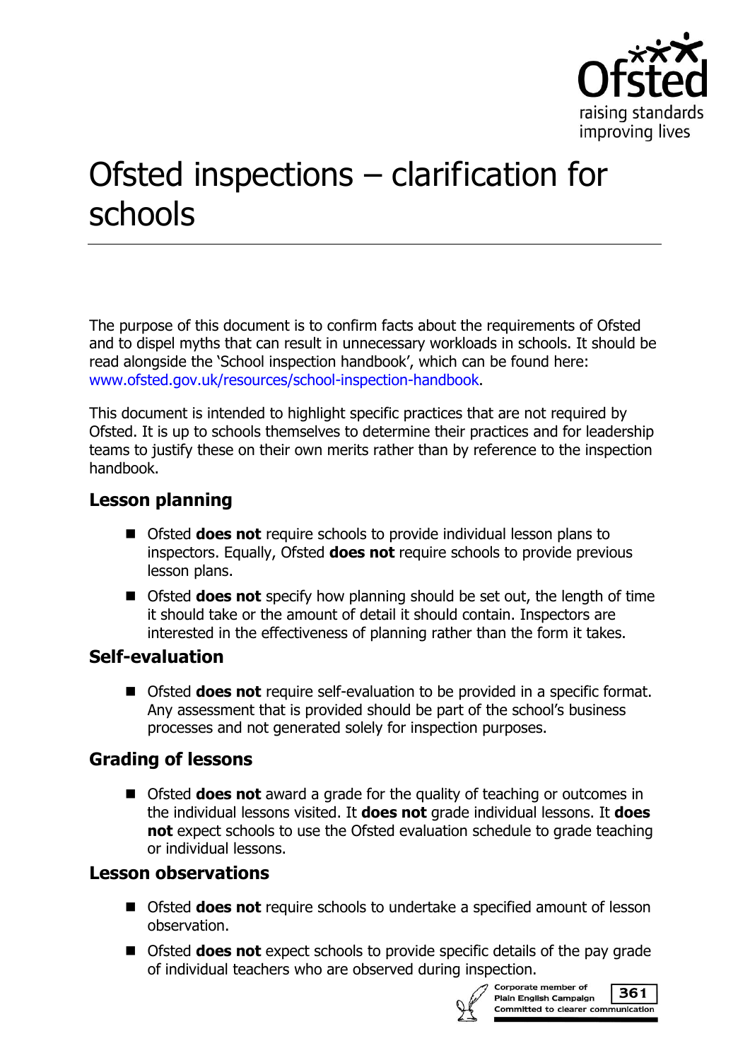# Ofsted inspections – clarification for schools

The purpose of this document is to confirm facts about the requirements of Ofsted and to dispel myths that can result in unnecessary workloads in schools. It should be read alongside the 'School inspection handbook', which can be found here: www.ofsted.gov.uk/resources/school-inspection-handbook.

This document is intended to highlight specific practices that are not required by Ofsted. It is up to schools themselves to determine their practices and for leadership teams to justify these on their own merits rather than by reference to the inspection handbook.

## Lesson planning

- Ofsted **does not** require schools to provide individual lesson plans to inspectors. Equally, Ofsted **does not** require schools to provide previous lesson plans.
- Ofsted **does not** specify how planning should be set out, the length of time it should take or the amount of detail it should contain. Inspectors are interested in the effectiveness of planning rather than the form it takes.

## Self-evaluation

- Ofsted **does not** require self-evaluation to be provided in a specific format. Any assessment that is provided should be part of the school's business processes and not generated solely for inspection purposes.

## Grading of lessons

- Ofsted **does not** award a grade for the quality of teaching or outcomes in the individual lessons visited. It **does not** grade individual lessons. It **does not** expect schools to use the Ofsted evaluation schedule to grade teaching or individual lessons.

## Lesson observations

- Ofsted **does not** require schools to undertake a specified amount of lesson observation.
- Ofsted **does not** expect schools to provide specific details of the pay grade of individual teachers who are observed during inspection.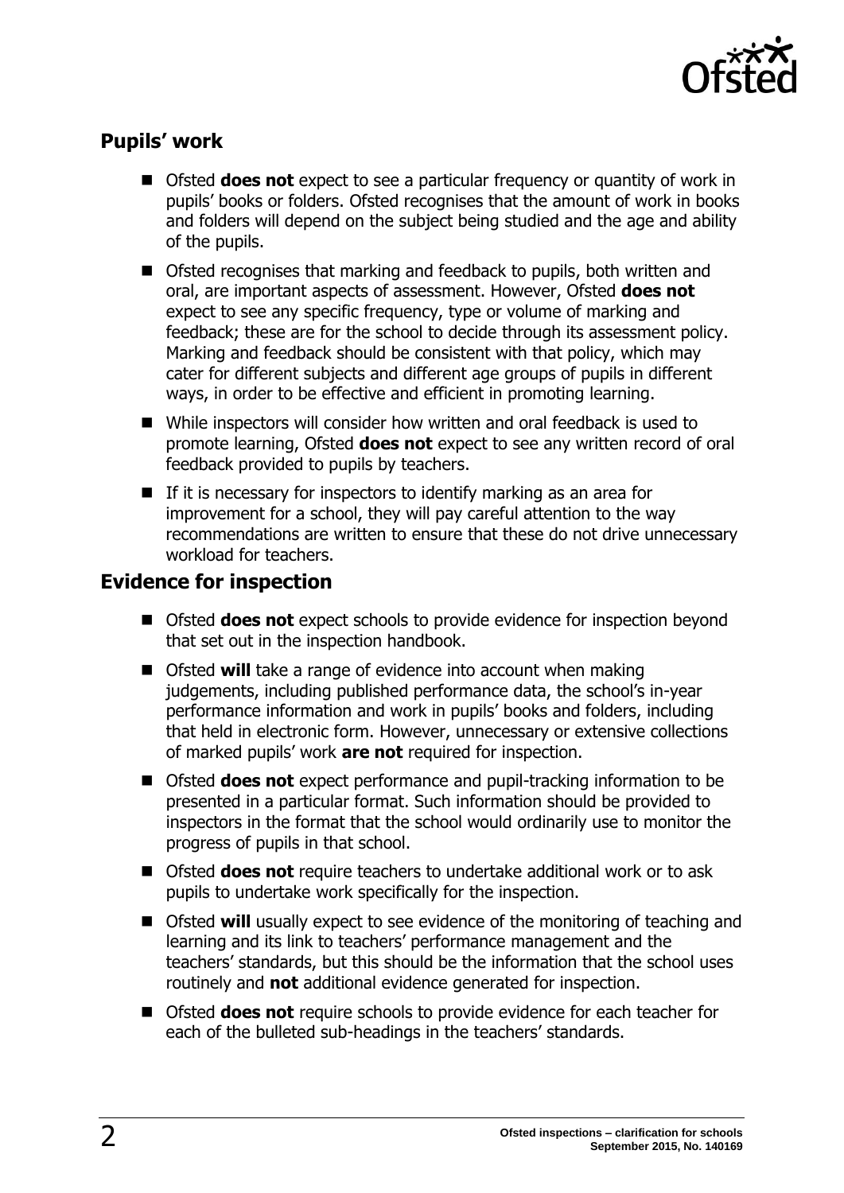## Pupils' work

- Ofsted **does not** expect to see a particular frequency or quantity of work in pupils' books or folders. Ofsted recognises that the amount of work in books and folders will depend on the subject being studied and the age and ability of the pupils.
- Ofsted recognises that marking and feedback to pupils, both written and oral, are important aspects of assessment. However, Ofsted **does not** expect to see any specific frequency, type or volume of marking and feedback; these are for the school to decide through its assessment policy. Marking and feedback should be consistent with that policy, which may cater for different subjects and different age groups of pupils in different ways, in order to be effective and efficient in promoting learning.
- While inspectors will consider how written and oral feedback is used to promote learning, Ofsted **does not** expect to see any written record of oral feedback provided to pupils by teachers.
- If it is necessary for inspectors to identify marking as an area for improvement for a school, they will pay careful attention to the way recommendations are written to ensure that these do not drive unnecessary workload for teachers.

## Evidence for inspection

- Ofsted **does not** expect schools to provide evidence for inspection beyond that set out in the inspection handbook.
- Ofsted **will** take a range of evidence into account when making judgements, including published performance data, the school's in-year performance information and work in pupils' books and folders, including that held in electronic form. However, unnecessary or extensive collections of marked pupils' work **are not** required for inspection.
- Ofsted **does not** expect performance and pupil-tracking information to be presented in a particular format. Such information should be provided to inspectors in the format that the school would ordinarily use to monitor the progress of pupils in that school.
- Ofsted **does not** require teachers to undertake additional work or to ask pupils to undertake work specifically for the inspection.
- Ofsted **will** usually expect to see evidence of the monitoring of teaching and learning and its link to teachers' performance management and the teachers' standards, but this should be the information that the school uses routinely and **not** additional evidence generated for inspection.
- Ofsted **does not** require schools to provide evidence for each teacher for each of the bulleted sub-headings in the teachers' standards.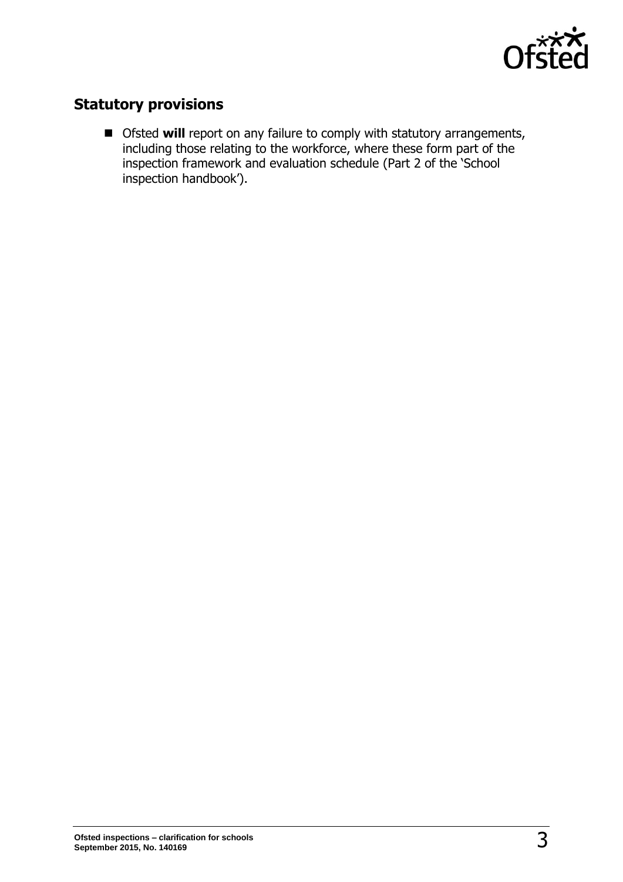## Statistical provisions

- Ofsted **will** report on any failure to comply with statutory arrangements, including those relating to the workforce, where these form part of the inspection framework and evaluation schedule (Part 2 of the 'School inspection handbook').

## Statutory provisions

- Ofsted **will** report on any failure to comply with statutory arrangements, including those relating to the workforce, where these form part of the inspection framework and evaluation schedule (Part 2 of the 'School inspection handbook').